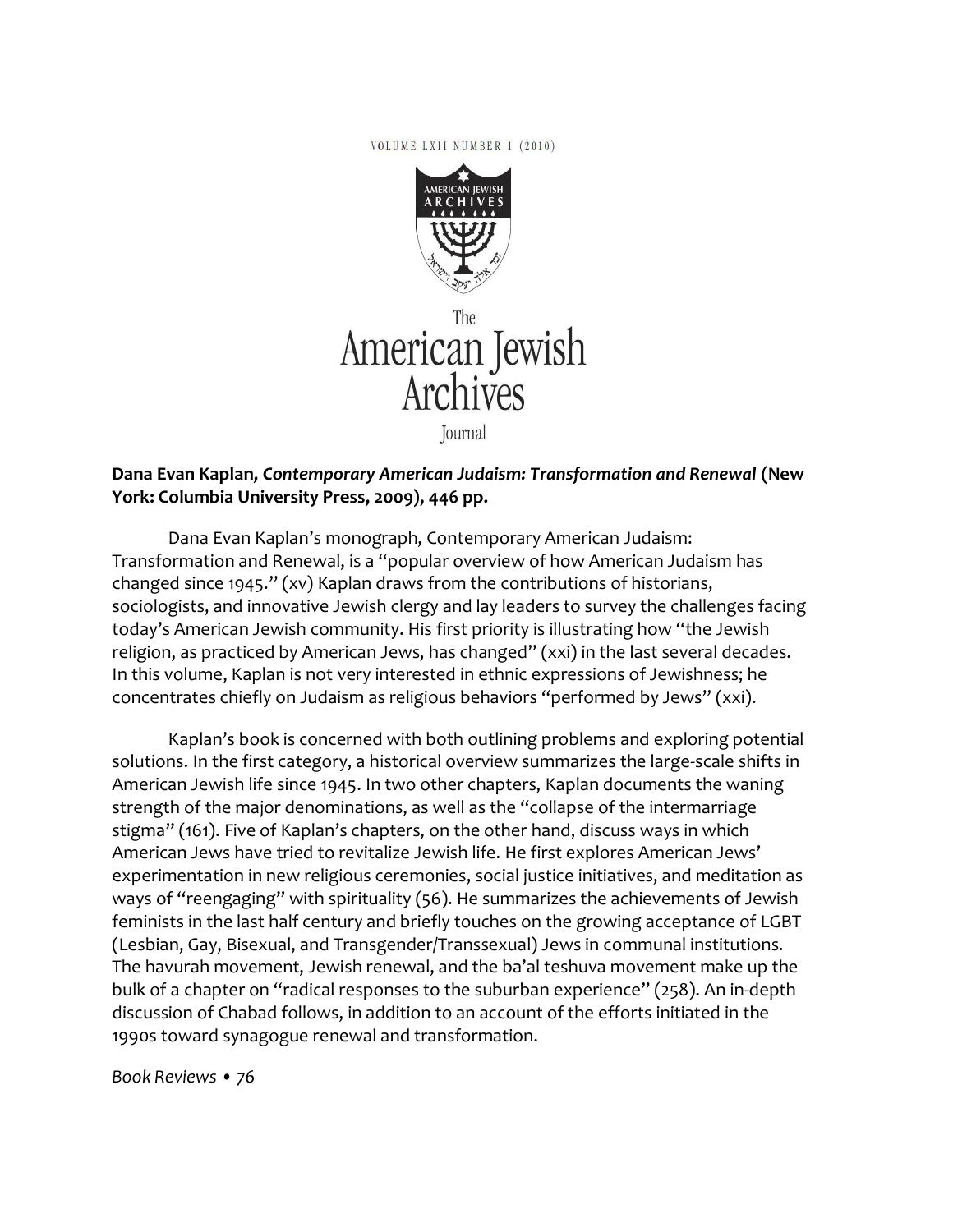**Dana Evan Kaplan, *Contemporary American Judaism: Transformation and Renewal* (New York: Columbia University Press, 2009), 446 pp.**

Dana Evan Kaplan's monograph, Contemporary American Judaism: Transformation and Renewal, is a "popular overview of how American Judaism has changed since 1945." (xv) Kaplan draws from the contributions of historians, sociologists, and innovative Jewish clergy and lay leaders to survey the challenges facing today's American Jewish community. His first priority is illustrating how "the Jewish religion, as practiced by American Jews, has changed" (xxi) in the last several decades. In this volume, Kaplan is not very interested in ethnic expressions of Jewishness; he concentrates chiefly on Judaism as religious behaviors "performed by Jews" (xxi).

Kaplan's book is concerned with both outlining problems and exploring potential solutions. In the first category, a historical overview summarizes the large-scale shifts in American Jewish life since 1945. In two other chapters, Kaplan documents the waning strength of the major denominations, as well as the "collapse of the intermarriage stigma" (161). Five of Kaplan's chapters, on the other hand, discuss ways in which American Jews have tried to revitalize Jewish life. He first explores American Jews' experimentation in new religious ceremonies, social justice initiatives, and meditation as ways of "reengaging" with spirituality (56). He summarizes the achievements of Jewish feminists in the last half century and briefly touches on the growing acceptance of LGBT (Lesbian, Gay, Bisexual, and Transgender/Transsexual) Jews in communal institutions. The havurah movement, Jewish renewal, and the ba'al teshuva movement make up the bulk of a chapter on "radical responses to the suburban experience" (258). An in-depth discussion of Chabad follows, in addition to an account of the efforts initiated in the 1990s toward synagogue renewal and transformation.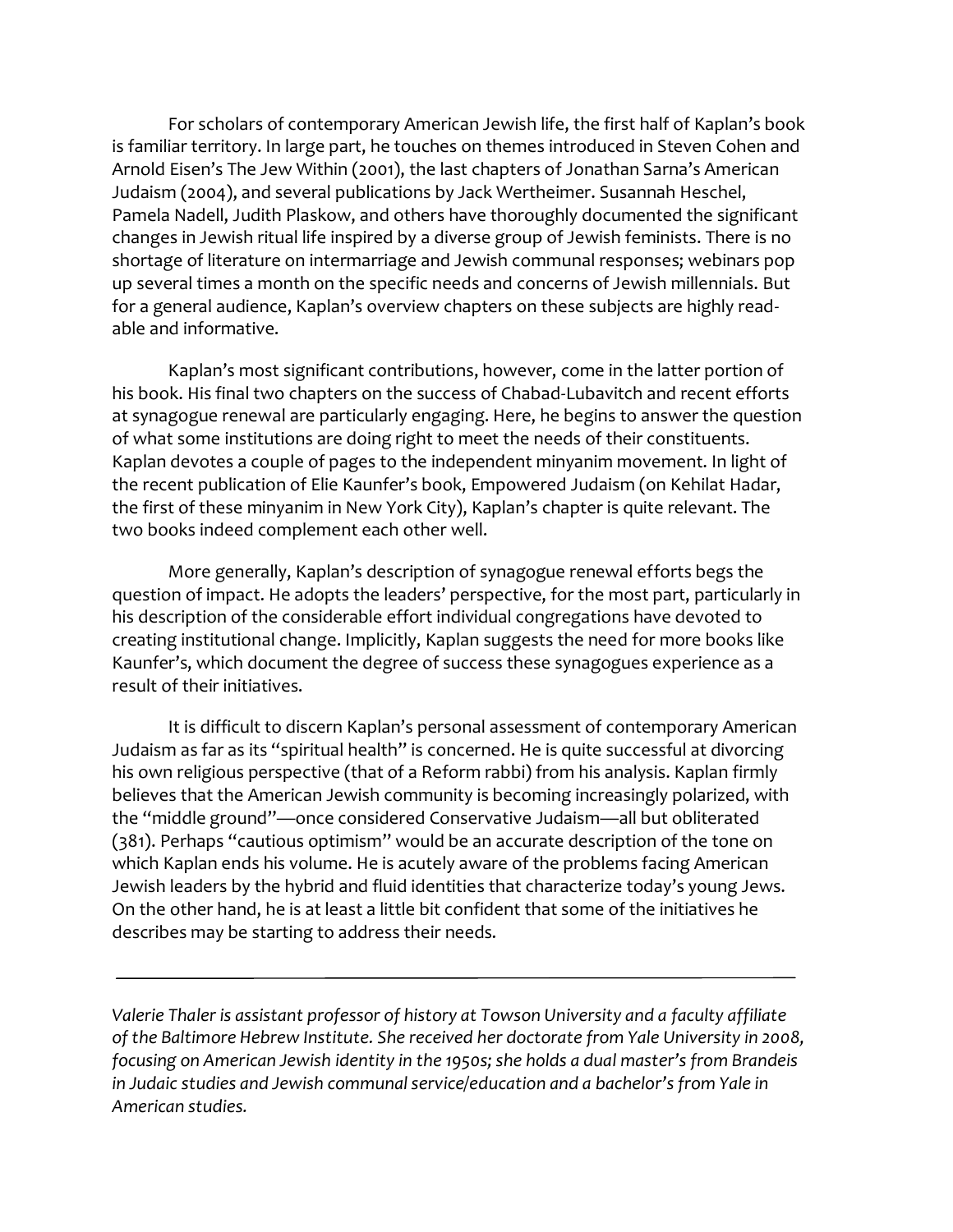For scholars of contemporary American Jewish life, the first half of Kaplan's book is familiar territory. In large part, he touches on themes introduced in Steven Cohen and Arnold Eisen's The Jew Within (2001), the last chapters of Jonathan Sarna's American Judaism (2004), and several publications by Jack Wertheimer. Susannah Heschel, Pamela Nadell, Judith Plaskow, and others have thoroughly documented the significant changes in Jewish ritual life inspired by a diverse group of Jewish feminists. There is no shortage of literature on intermarriage and Jewish communal responses; webinars pop up several times a month on the specific needs and concerns of Jewish millennials. But for a general audience, Kaplan's overview chapters on these subjects are highly readable and informative.

Kaplan's most significant contributions, however, come in the latter portion of his book. His final two chapters on the success of Chabad-Lubavitch and recent efforts at synagogue renewal are particularly engaging. Here, he begins to answer the question of what some institutions are doing right to meet the needs of their constituents. Kaplan devotes a couple of pages to the independent minyanim movement. In light of the recent publication of Elie Kaunfer's book, Empowered Judaism (on Kehilat Hadar, the first of these minyanim in New York City), Kaplan's chapter is quite relevant. The two books indeed complement each other well.

More generally, Kaplan's description of synagogue renewal efforts begs the question of impact. He adopts the leaders' perspective, for the most part, particularly in his description of the considerable effort individual congregations have devoted to creating institutional change. Implicitly, Kaplan suggests the need for more books like Kaunfer's, which document the degree of success these synagogues experience as a result of their initiatives.

It is difficult to discern Kaplan's personal assessment of contemporary American Judaism as far as its "spiritual health" is concerned. He is quite successful at divorcing his own religious perspective (that of a Reform rabbi) from his analysis. Kaplan firmly believes that the American Jewish community is becoming increasingly polarized, with the "middle ground"—once considered Conservative Judaism—all but obliterated (381). Perhaps "cautious optimism" would be an accurate description of the tone on which Kaplan ends his volume. He is acutely aware of the problems facing American Jewish leaders by the hybrid and fluid identities that characterize today's young Jews. On the other hand, he is at least a little bit confident that some of the initiatives he describes may be starting to address their needs.

---

*Valerie Thaler is assistant professor of history at Towson University and a faculty affiliate of the Baltimore Hebrew Institute. She received her doctorate from Yale University in 2008, focusing on American Jewish identity in the 1950s; she holds a dual master's from Brandeis in Judaic studies and Jewish communal service/education and a bachelor's from Yale in American studies.*